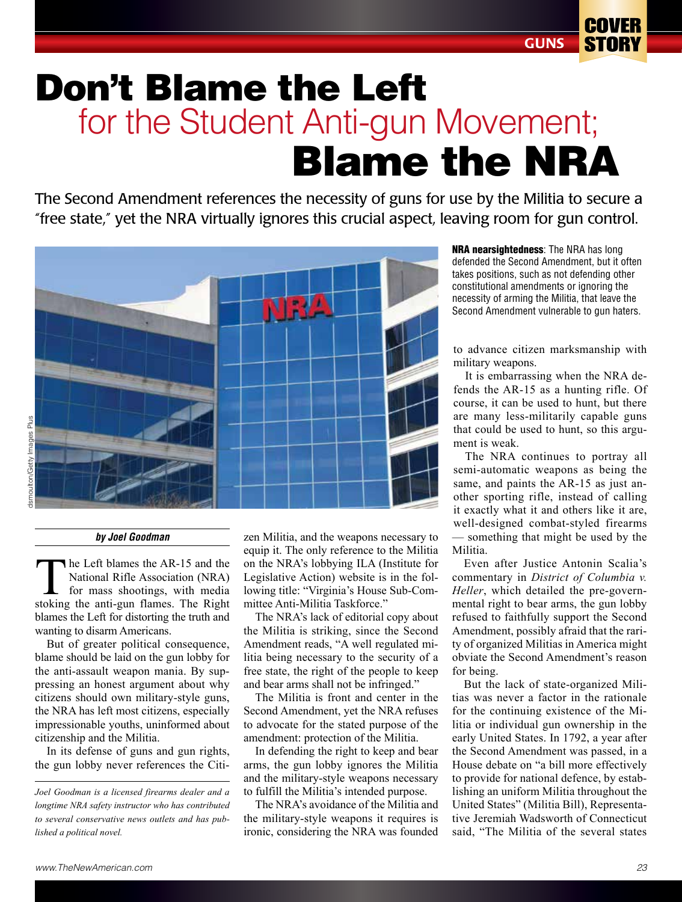# Don't Blame the Left for the Student Anti-gun Movement; Blame the NRA

The Second Amendment references the necessity of guns for use by the Militia to secure a "free state," yet the NRA virtually ignores this crucial aspect, leaving room for gun control.

**NRA nearsightedness**: The NRA has long defended the Second Amendment, but it often takes positions, such as not defending other constitutional amendments or ignoring the necessity of arming the Militia, that leave the Second Amendment vulnerable to gun haters.

***by Joel Goodman***

The Left blames the AR-15 and the National Rifle Association (NRA) for mass shootings, with media stoking the anti-gun flames. The Right blames the Left for distorting the truth and wanting to disarm Americans.

But of greater political consequence, blame should be laid on the gun lobby for the anti-assault weapon mania. By suppressing an honest argument about why citizens should own military-style guns, the NRA has left most citizens, especially impressionable youths, uninformed about citizenship and the Militia.

In its defense of guns and gun rights, the gun lobby never references the Citizen Militia, and the weapons necessary to equip it. The only reference to the Militia on the NRA's lobbying ILA (Institute for Legislative Action) website is in the following title: "Virginia's House Sub-Committee Anti-Militia Taskforce."

The NRA's lack of editorial copy about the Militia is striking, since the Second Amendment reads, "A well regulated militia being necessary to the security of a free state, the right of the people to keep and bear arms shall not be infringed."

The Militia is front and center in the Second Amendment, yet the NRA refuses to advocate for the stated purpose of the amendment: protection of the Militia.

In defending the right to keep and bear arms, the gun lobby ignores the Militia and the military-style weapons necessary to fulfill the Militia's intended purpose.

The NRA's avoidance of the Militia and the military-style weapons it requires is ironic, considering the NRA was founded to advance citizen marksmanship with military weapons.

It is embarrassing when the NRA defends the AR-15 as a hunting rifle. Of course, it can be used to hunt, but there are many less-militarily capable guns that could be used to hunt, so this argument is weak.

The NRA continues to portray all semi-automatic weapons as being the same, and paints the AR-15 as just another sporting rifle, instead of calling it exactly what it and others like it are, well-designed combat-styled firearms — something that might be used by the Militia.

Even after Justice Antonin Scalia's commentary in *District of Columbia v. Heller*, which detailed the pre-governmental right to bear arms, the gun lobby refused to faithfully support the Second Amendment, possibly afraid that the rarity of organized Militias in America might obviate the Second Amendment's reason for being.

But the lack of state-organized Militias was never a factor in the rationale for the continuing existence of the Militia or individual gun ownership in the early United States. In 1792, a year after the Second Amendment was passed, in a House debate on "a bill more effectively to provide for national defence, by establishing an uniform Militia throughout the United States" (Militia Bill), Representative Jeremiah Wadsworth of Connecticut said, "The Militia of the several states

*Joel Goodman is a licensed firearms dealer and a longtime NRA safety instructor who has contributed to several conservative news outlets and has published a political novel.*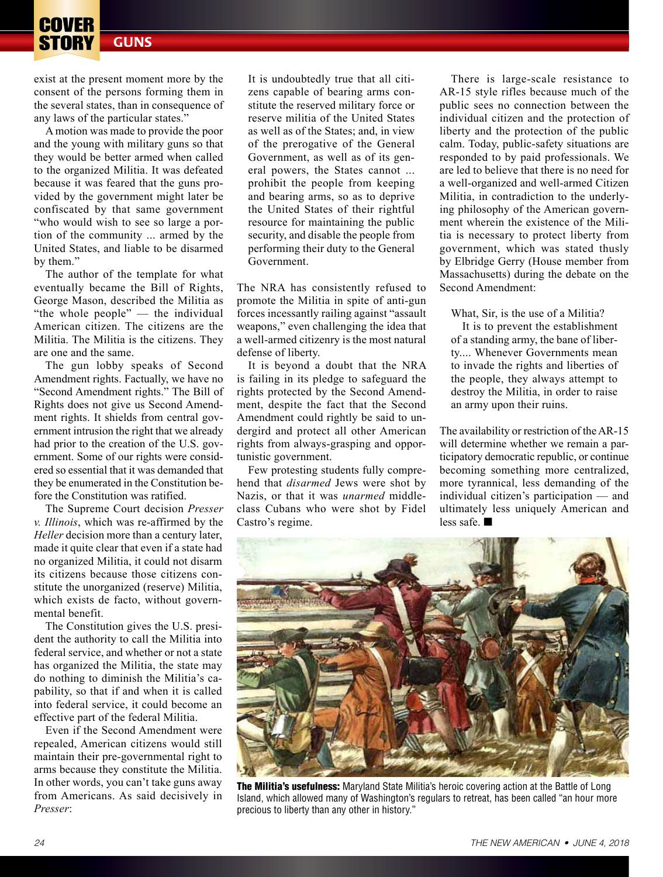exist at the present moment more by the consent of the persons forming them in the several states, than in consequence of any laws of the particular states."

A motion was made to provide the poor and the young with military guns so that they would be better armed when called to the organized Militia. It was defeated because it was feared that the guns provided by the government might later be confiscated by that same government "who would wish to see so large a portion of the community ... armed by the United States, and liable to be disarmed by them."

The author of the template for what eventually became the Bill of Rights, George Mason, described the Militia as "the whole people" — the individual American citizen. The citizens are the Militia. The Militia is the citizens. They are one and the same.

The gun lobby speaks of Second Amendment rights. Factually, we have no "Second Amendment rights." The Bill of Rights does not give us Second Amendment rights. It shields from central government intrusion the right that we already had prior to the creation of the U.S. government. Some of our rights were considered so essential that it was demanded that they be enumerated in the Constitution before the Constitution was ratified.

The Supreme Court decision *Presser v. Illinois*, which was re-affirmed by the *Heller* decision more than a century later, made it quite clear that even if a state had no organized Militia, it could not disarm its citizens because those citizens constitute the unorganized (reserve) Militia, which exists de facto, without governmental benefit.

The Constitution gives the U.S. president the authority to call the Militia into federal service, and whether or not a state has organized the Militia, the state may do nothing to diminish the Militia's capability, so that if and when it is called into federal service, it could become an effective part of the federal Militia.

Even if the Second Amendment were repealed, American citizens would still maintain their pre-governmental right to arms because they constitute the Militia. In other words, you can't take guns away from Americans. As said decisively in *Presser*:

> It is undoubtedly true that all citizens capable of bearing arms constitute the reserved military force or reserve militia of the United States as well as of the States; and, in view of the prerogative of the General Government, as well as of its general powers, the States cannot ... prohibit the people from keeping and bearing arms, so as to deprive the United States of their rightful resource for maintaining the public security, and disable the people from performing their duty to the General Government.

The NRA has consistently refused to promote the Militia in spite of anti-gun forces incessantly railing against "assault weapons," even challenging the idea that a well-armed citizenry is the most natural defense of liberty.

It is beyond a doubt that the NRA is failing in its pledge to safeguard the rights protected by the Second Amendment, despite the fact that the Second Amendment could rightly be said to undergird and protect all other American rights from always-grasping and opportunistic government.

Few protesting students fully comprehend that *disarmed* Jews were shot by Nazis, or that it was *unarmed* middle-class Cubans who were shot by Fidel Castro's regime.

There is large-scale resistance to AR-15 style rifles because much of the public sees no connection between the individual citizen and the protection of liberty and the protection of the public calm. Today, public-safety situations are responded to by paid professionals. We are led to believe that there is no need for a well-organized and well-armed Citizen Militia, in contradiction to the underlying philosophy of the American government wherein the existence of the Militia is necessary to protect liberty from government, which was stated thusly by Elbridge Gerry (House member from Massachusetts) during the debate on the Second Amendment:

> What, Sir, is the use of a Militia?
>
> It is to prevent the establishment of a standing army, the bane of liberty.... Whenever Governments mean to invade the rights and liberties of the people, they always attempt to destroy the Militia, in order to raise an army upon their ruins.

The availability or restriction of the AR-15 will determine whether we remain a participatory democratic republic, or continue becoming something more centralized, more tyrannical, less demanding of the individual citizen's participation — and ultimately less uniquely American and less safe. ■

**The Militia's usefulness:** Maryland State Militia's heroic covering action at the Battle of Long Island, which allowed many of Washington's regulars to retreat, has been called "an hour more precious to liberty than any other in history."